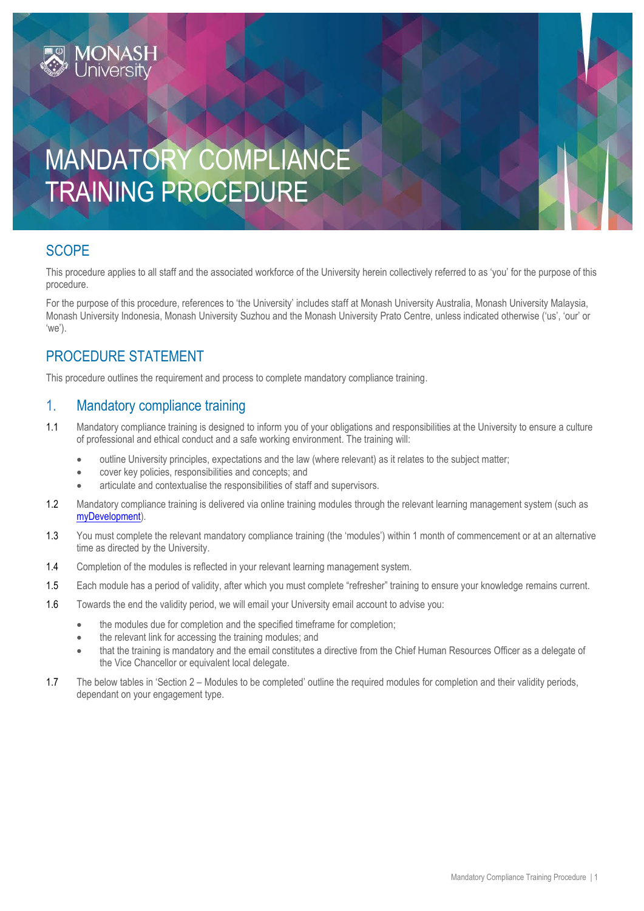# MANDATORY COMPLIANCE TRAINING PROCEDURE

## SCOPE

This procedure applies to all staff and the associated workforce of the University herein collectively referred to as 'you' for the purpose of this procedure.

For the purpose of this procedure, references to 'the University' includes staff at Monash University Australia, Monash University Malaysia, Monash University Indonesia, Monash University Suzhou and the Monash University Prato Centre, unless indicated otherwise ('us', 'our' or 'we').

## PROCEDURE STATEMENT

This procedure outlines the requirement and process to complete mandatory compliance training.

## 1. Mandatory compliance training

1.1 Mandatory compliance training is designed to inform you of your obligations and responsibilities at the University to ensure a culture of professional and ethical conduct and a safe working environment. The training will:

- outline University principles, expectations and the law (where relevant) as it relates to the subject matter;
- cover key policies, responsibilities and concepts; and
- articulate and contextualise the responsibilities of staff and supervisors.

1.2 Mandatory compliance training is delivered via online training modules through the relevant learning management system (such as myDevelopment).

1.3 You must complete the relevant mandatory compliance training (the 'modules') within 1 month of commencement or at an alternative time as directed by the University.

1.4 Completion of the modules is reflected in your relevant learning management system.

1.5 Each module has a period of validity, after which you must complete "refresher" training to ensure your knowledge remains current.

1.6 Towards the end the validity period, we will email your University email account to advise you:

- the modules due for completion and the specified timeframe for completion;
- the relevant link for accessing the training modules; and
- that the training is mandatory and the email constitutes a directive from the Chief Human Resources Officer as a delegate of the Vice Chancellor or equivalent local delegate.

1.7 The below tables in 'Section 2 – Modules to be completed' outline the required modules for completion and their validity periods, dependant on your engagement type.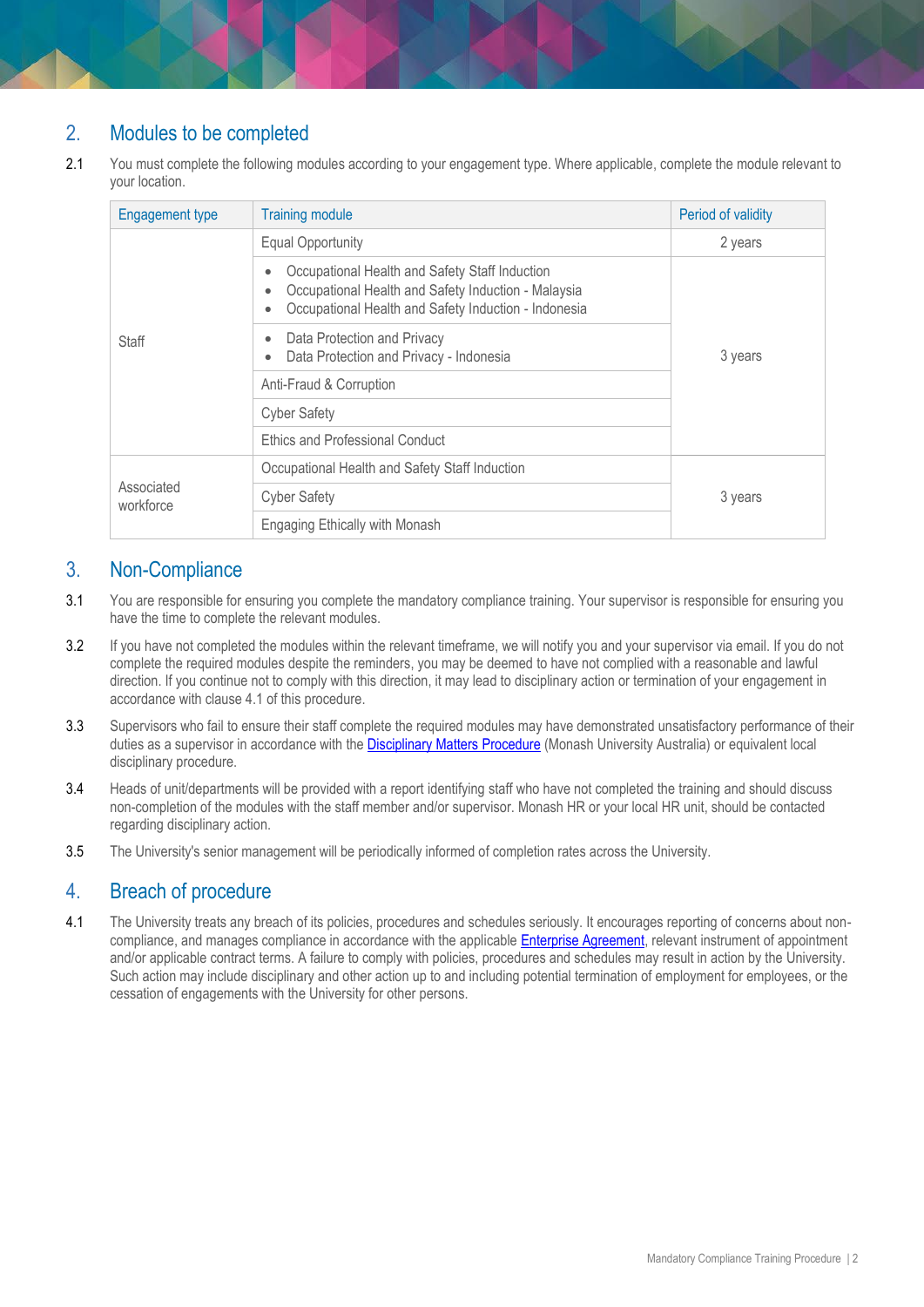## 2. Modules to be completed

2.1 You must complete the following modules according to your engagement type. Where applicable, complete the module relevant to your location.

| Engagement type | Training module | Period of validity |
|---|---|---|
| Staff | Equal Opportunity | 2 years |
| | • Occupational Health and Safety Staff Induction<br>• Occupational Health and Safety Induction - Malaysia<br>• Occupational Health and Safety Induction - Indonesia | 3 years |
| | • Data Protection and Privacy<br>• Data Protection and Privacy - Indonesia | |
| | Anti-Fraud & Corruption | |
| | Cyber Safety | |
| | Ethics and Professional Conduct | |
| Associated workforce | Occupational Health and Safety Staff Induction | 3 years |
| | Cyber Safety | |
| | Engaging Ethically with Monash | |

## 3. Non-Compliance

3.1 You are responsible for ensuring you complete the mandatory compliance training. Your supervisor is responsible for ensuring you have the time to complete the relevant modules.

3.2 If you have not completed the modules within the relevant timeframe, we will notify you and your supervisor via email. If you do not complete the required modules despite the reminders, you may be deemed to have not complied with a reasonable and lawful direction. If you continue not to comply with this direction, it may lead to disciplinary action or termination of your engagement in accordance with clause 4.1 of this procedure.

3.3 Supervisors who fail to ensure their staff complete the required modules may have demonstrated unsatisfactory performance of their duties as a supervisor in accordance with the Disciplinary Matters Procedure (Monash University Australia) or equivalent local disciplinary procedure.

3.4 Heads of unit/departments will be provided with a report identifying staff who have not completed the training and should discuss non-completion of the modules with the staff member and/or supervisor. Monash HR or your local HR unit, should be contacted regarding disciplinary action.

3.5 The University's senior management will be periodically informed of completion rates across the University.

## 4. Breach of procedure

4.1 The University treats any breach of its policies, procedures and schedules seriously. It encourages reporting of concerns about non-compliance, and manages compliance in accordance with the applicable Enterprise Agreement, relevant instrument of appointment and/or applicable contract terms. A failure to comply with policies, procedures and schedules may result in action by the University. Such action may include disciplinary and other action up to and including potential termination of employment for employees, or the cessation of engagements with the University for other persons.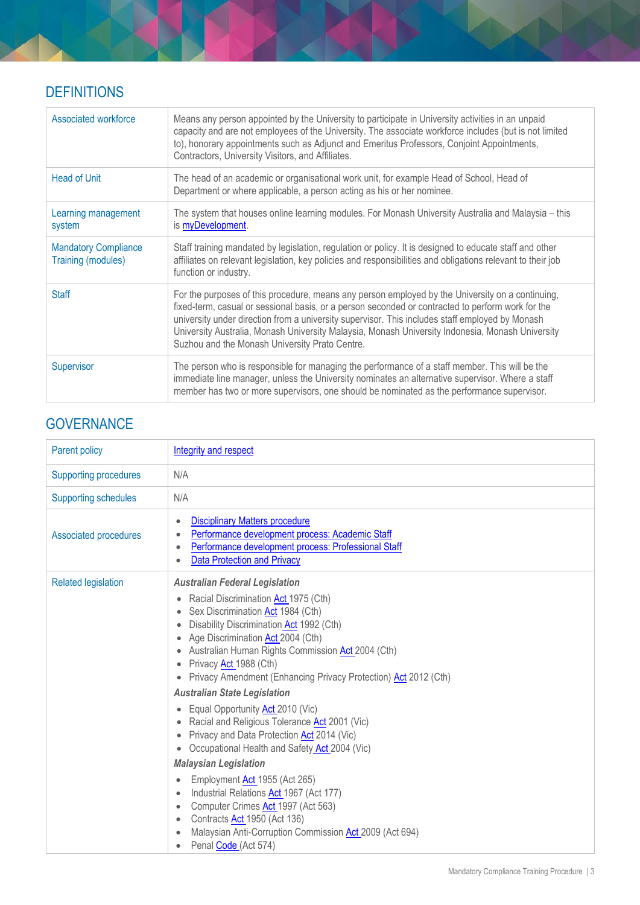## DEFINITIONS

| | |
|---|---|
| Associated workforce | Means any person appointed by the University to participate in University activities in an unpaid capacity and are not employees of the University. The associate workforce includes (but is not limited to), honorary appointments such as Adjunct and Emeritus Professors, Conjoint Appointments, Contractors, University Visitors, and Affiliates. |
| Head of Unit | The head of an academic or organisational work unit, for example Head of School, Head of Department or where applicable, a person acting as his or her nominee. |
| Learning management system | The system that houses online learning modules. For Monash University Australia and Malaysia – this is myDevelopment. |
| Mandatory Compliance Training (modules) | Staff training mandated by legislation, regulation or policy. It is designed to educate staff and other affiliates on relevant legislation, key policies and responsibilities and obligations relevant to their job function or industry. |
| Staff | For the purposes of this procedure, means any person employed by the University on a continuing, fixed-term, casual or sessional basis, or a person seconded or contracted to perform work for the university under direction from a university supervisor. This includes staff employed by Monash University Australia, Monash University Malaysia, Monash University Indonesia, Monash University Suzhou and the Monash University Prato Centre. |
| Supervisor | The person who is responsible for managing the performance of a staff member. This will be the immediate line manager, unless the University nominates an alternative supervisor. Where a staff member has two or more supervisors, one should be nominated as the performance supervisor. |

## GOVERNANCE

| | |
|---|---|
| Parent policy | Integrity and respect |
| Supporting procedures | N/A |
| Supporting schedules | N/A |
| Associated procedures | • Disciplinary Matters procedure<br>• Performance development process: Academic Staff<br>• Performance development process: Professional Staff<br>• Data Protection and Privacy |
| Related legislation | ***Australian Federal Legislation***<br>• Racial Discrimination Act 1975 (Cth)<br>• Sex Discrimination Act 1984 (Cth)<br>• Disability Discrimination Act 1992 (Cth)<br>• Age Discrimination Act 2004 (Cth)<br>• Australian Human Rights Commission Act 2004 (Cth)<br>• Privacy Act 1988 (Cth)<br>• Privacy Amendment (Enhancing Privacy Protection) Act 2012 (Cth)<br>***Australian State Legislation***<br>• Equal Opportunity Act 2010 (Vic)<br>• Racial and Religious Tolerance Act 2001 (Vic)<br>• Privacy and Data Protection Act 2014 (Vic)<br>• Occupational Health and Safety Act 2004 (Vic)<br>***Malaysian Legislation***<br>• Employment Act 1955 (Act 265)<br>• Industrial Relations Act 1967 (Act 177)<br>• Computer Crimes Act 1997 (Act 563)<br>• Contracts Act 1950 (Act 136)<br>• Malaysian Anti-Corruption Commission Act 2009 (Act 694)<br>• Penal Code (Act 574) |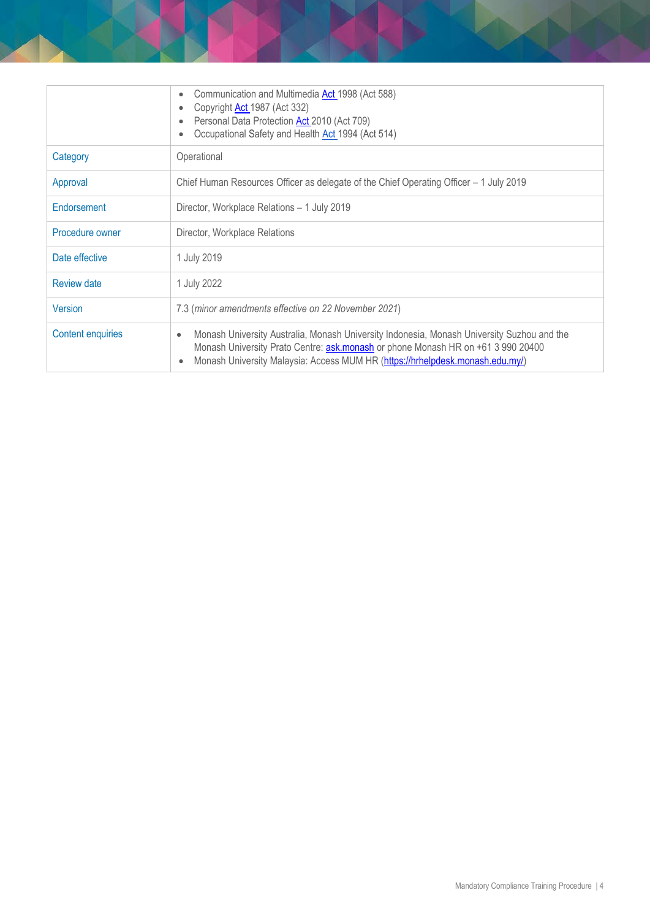| | |
|---|---|
| | • Communication and Multimedia Act 1998 (Act 588)<br>• Copyright Act 1987 (Act 332)<br>• Personal Data Protection Act 2010 (Act 709)<br>• Occupational Safety and Health Act 1994 (Act 514) |
| Category | Operational |
| Approval | Chief Human Resources Officer as delegate of the Chief Operating Officer – 1 July 2019 |
| Endorsement | Director, Workplace Relations – 1 July 2019 |
| Procedure owner | Director, Workplace Relations |
| Date effective | 1 July 2019 |
| Review date | 1 July 2022 |
| Version | 7.3 (*minor amendments effective on 22 November 2021*) |
| Content enquiries | • Monash University Australia, Monash University Indonesia, Monash University Suzhou and the Monash University Prato Centre: ask.monash or phone Monash HR on +61 3 990 20400<br>• Monash University Malaysia: Access MUM HR (https://hrhelpdesk.monash.edu.my/) |